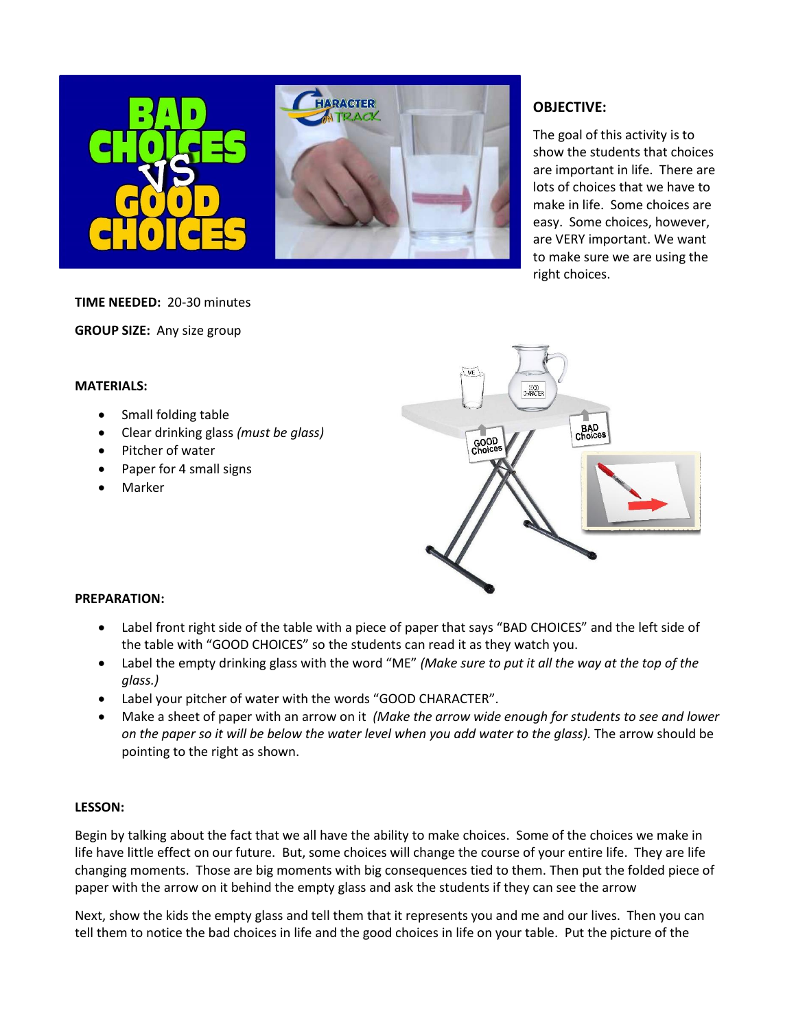**OBJECTIVE:**

The goal of this activity is to show the students that choices are important in life. There are lots of choices that we have to make in life. Some choices are easy. Some choices, however, are VERY important. We want to make sure we are using the right choices.

**TIME NEEDED:** 20-30 minutes

**GROUP SIZE:** Any size group

**MATERIALS:**

- Small folding table
- Clear drinking glass *(must be glass)*
- Pitcher of water
- Paper for 4 small signs
- Marker

**PREPARATION:**

- Label front right side of the table with a piece of paper that says "BAD CHOICES" and the left side of the table with "GOOD CHOICES" so the students can read it as they watch you.
- Label the empty drinking glass with the word "ME" *(Make sure to put it all the way at the top of the glass.)*
- Label your pitcher of water with the words "GOOD CHARACTER".
- Make a sheet of paper with an arrow on it *(Make the arrow wide enough for students to see and lower on the paper so it will be below the water level when you add water to the glass).* The arrow should be pointing to the right as shown.

**LESSON:**

Begin by talking about the fact that we all have the ability to make choices. Some of the choices we make in life have little effect on our future. But, some choices will change the course of your entire life. They are life changing moments. Those are big moments with big consequences tied to them. Then put the folded piece of paper with the arrow on it behind the empty glass and ask the students if they can see the arrow

Next, show the kids the empty glass and tell them that it represents you and me and our lives. Then you can tell them to notice the bad choices in life and the good choices in life on your table. Put the picture of the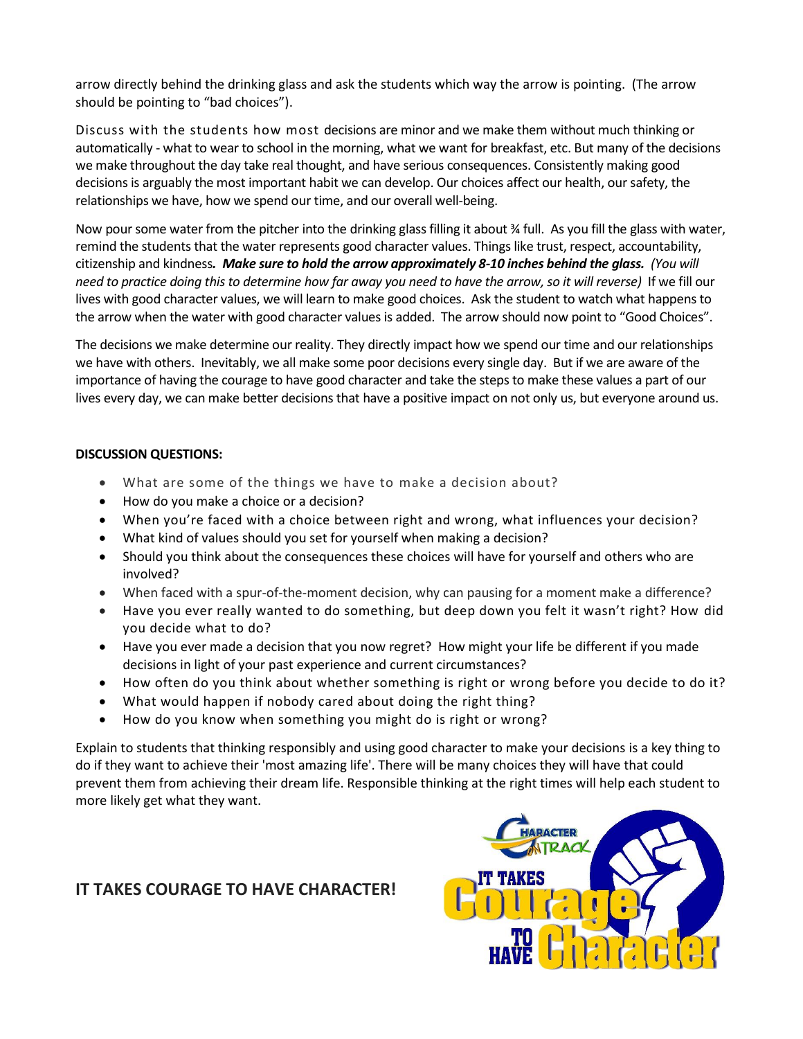arrow directly behind the drinking glass and ask the students which way the arrow is pointing. (The arrow should be pointing to "bad choices").

Discuss with the students how most decisions are minor and we make them without much thinking or automatically - what to wear to school in the morning, what we want for breakfast, etc. But many of the decisions we make throughout the day take real thought, and have serious consequences. Consistently making good decisions is arguably the most important habit we can develop. Our choices affect our health, our safety, the relationships we have, how we spend our time, and our overall well-being.

Now pour some water from the pitcher into the drinking glass filling it about ¾ full. As you fill the glass with water, remind the students that the water represents good character values. Things like trust, respect, accountability, citizenship and kindness**. *Make sure to hold the arrow approximately 8-10 inches behind the glass.*** *(You will need to practice doing this to determine how far away you need to have the arrow, so it will reverse)* If we fill our lives with good character values, we will learn to make good choices. Ask the student to watch what happens to the arrow when the water with good character values is added. The arrow should now point to "Good Choices".

The decisions we make determine our reality. They directly impact how we spend our time and our relationships we have with others. Inevitably, we all make some poor decisions every single day. But if we are aware of the importance of having the courage to have good character and take the steps to make these values a part of our lives every day, we can make better decisions that have a positive impact on not only us, but everyone around us.

**DISCUSSION QUESTIONS:**

- What are some of the things we have to make a decision about?
- How do you make a choice or a decision?
- When you're faced with a choice between right and wrong, what influences your decision?
- What kind of values should you set for yourself when making a decision?
- Should you think about the consequences these choices will have for yourself and others who are involved?
- When faced with a spur-of-the-moment decision, why can pausing for a moment make a difference?
- Have you ever really wanted to do something, but deep down you felt it wasn't right? How did you decide what to do?
- Have you ever made a decision that you now regret? How might your life be different if you made decisions in light of your past experience and current circumstances?
- How often do you think about whether something is right or wrong before you decide to do it?
- What would happen if nobody cared about doing the right thing?
- How do you know when something you might do is right or wrong?

Explain to students that thinking responsibly and using good character to make your decisions is a key thing to do if they want to achieve their 'most amazing life'. There will be many choices they will have that could prevent them from achieving their dream life. Responsible thinking at the right times will help each student to more likely get what they want.

## IT TAKES COURAGE TO HAVE CHARACTER!

CHARACTER ON TRACK

IT TAKES Courage TO HAVE Character